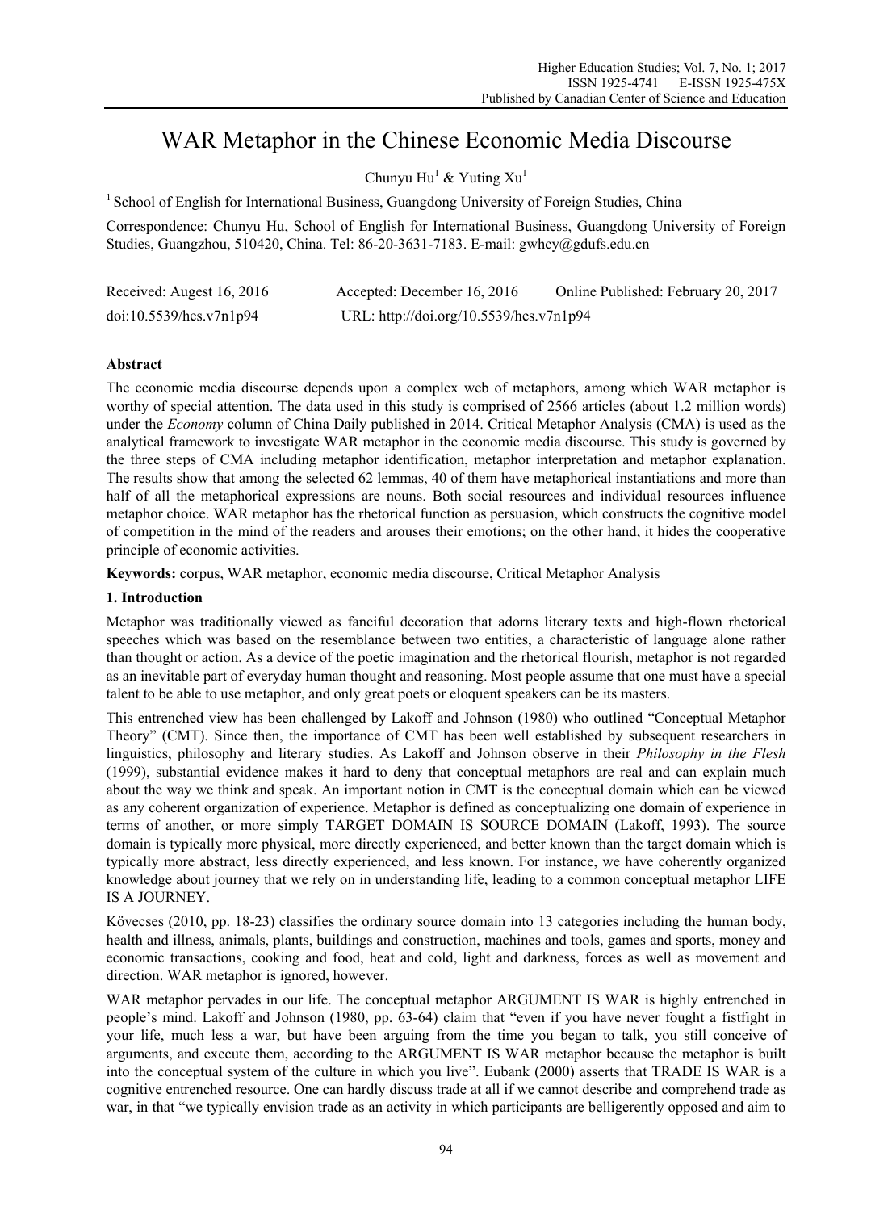# WAR Metaphor in the Chinese Economic Media Discourse

Chunyu Hu[1] & Yuting Xu[1]

[1] School of English for International Business, Guangdong University of Foreign Studies, China

Correspondence: Chunyu Hu, School of English for International Business, Guangdong University of Foreign Studies, Guangzhou, 510420, China. Tel: 86-20-3631-7183. E-mail: gwhcy@gdufs.edu.cn

Received: Augest 16, 2016 Accepted: December 16, 2016 Online Published: February 20, 2017

doi:10.5539/hes.v7n1p94 URL: http://doi.org/10.5539/hes.v7n1p94

## Abstract

The economic media discourse depends upon a complex web of metaphors, among which WAR metaphor is worthy of special attention. The data used in this study is comprised of 2566 articles (about 1.2 million words) under the *Economy* column of China Daily published in 2014. Critical Metaphor Analysis (CMA) is used as the analytical framework to investigate WAR metaphor in the economic media discourse. This study is governed by the three steps of CMA including metaphor identification, metaphor interpretation and metaphor explanation. The results show that among the selected 62 lemmas, 40 of them have metaphorical instantiations and more than half of all the metaphorical expressions are nouns. Both social resources and individual resources influence metaphor choice. WAR metaphor has the rhetorical function as persuasion, which constructs the cognitive model of competition in the mind of the readers and arouses their emotions; on the other hand, it hides the cooperative principle of economic activities.

**Keywords:** corpus, WAR metaphor, economic media discourse, Critical Metaphor Analysis

## 1. Introduction

Metaphor was traditionally viewed as fanciful decoration that adorns literary texts and high-flown rhetorical speeches which was based on the resemblance between two entities, a characteristic of language alone rather than thought or action. As a device of the poetic imagination and the rhetorical flourish, metaphor is not regarded as an inevitable part of everyday human thought and reasoning. Most people assume that one must have a special talent to be able to use metaphor, and only great poets or eloquent speakers can be its masters.

This entrenched view has been challenged by Lakoff and Johnson (1980) who outlined "Conceptual Metaphor Theory" (CMT). Since then, the importance of CMT has been well established by subsequent researchers in linguistics, philosophy and literary studies. As Lakoff and Johnson observe in their *Philosophy in the Flesh* (1999), substantial evidence makes it hard to deny that conceptual metaphors are real and can explain much about the way we think and speak. An important notion in CMT is the conceptual domain which can be viewed as any coherent organization of experience. Metaphor is defined as conceptualizing one domain of experience in terms of another, or more simply TARGET DOMAIN IS SOURCE DOMAIN (Lakoff, 1993). The source domain is typically more physical, more directly experienced, and better known than the target domain which is typically more abstract, less directly experienced, and less known. For instance, we have coherently organized knowledge about journey that we rely on in understanding life, leading to a common conceptual metaphor LIFE IS A JOURNEY.

Kövecses (2010, pp. 18-23) classifies the ordinary source domain into 13 categories including the human body, health and illness, animals, plants, buildings and construction, machines and tools, games and sports, money and economic transactions, cooking and food, heat and cold, light and darkness, forces as well as movement and direction. WAR metaphor is ignored, however.

WAR metaphor pervades in our life. The conceptual metaphor ARGUMENT IS WAR is highly entrenched in people's mind. Lakoff and Johnson (1980, pp. 63-64) claim that "even if you have never fought a fistfight in your life, much less a war, but have been arguing from the time you began to talk, you still conceive of arguments, and execute them, according to the ARGUMENT IS WAR metaphor because the metaphor is built into the conceptual system of the culture in which you live". Eubank (2000) asserts that TRADE IS WAR is a cognitive entrenched resource. One can hardly discuss trade at all if we cannot describe and comprehend trade as war, in that "we typically envision trade as an activity in which participants are belligerently opposed and aim to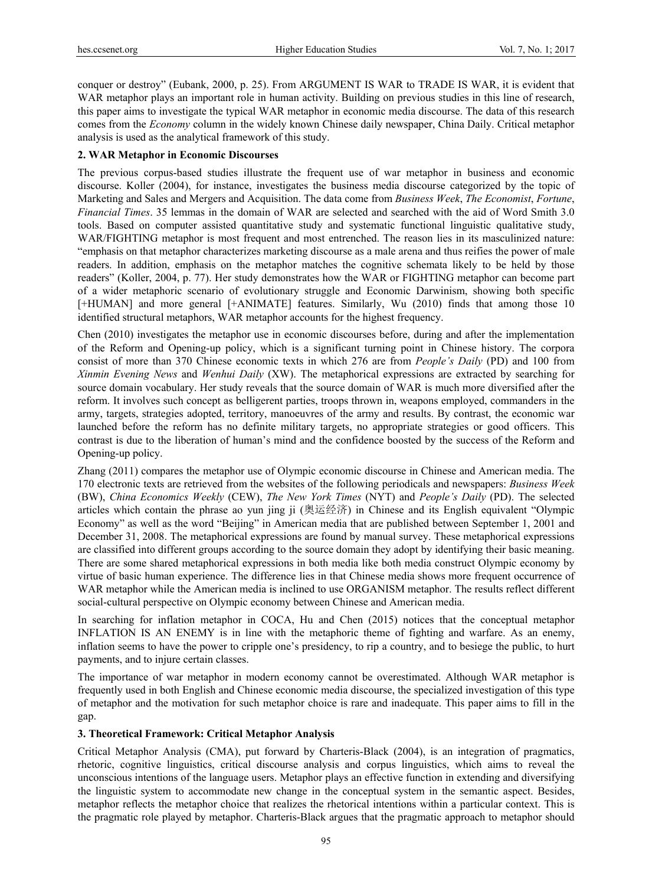conquer or destroy" (Eubank, 2000, p. 25). From ARGUMENT IS WAR to TRADE IS WAR, it is evident that WAR metaphor plays an important role in human activity. Building on previous studies in this line of research, this paper aims to investigate the typical WAR metaphor in economic media discourse. The data of this research comes from the *Economy* column in the widely known Chinese daily newspaper, China Daily. Critical metaphor analysis is used as the analytical framework of this study.

## 2. WAR Metaphor in Economic Discourses

The previous corpus-based studies illustrate the frequent use of war metaphor in business and economic discourse. Koller (2004), for instance, investigates the business media discourse categorized by the topic of Marketing and Sales and Mergers and Acquisition. The data come from *Business Week*, *The Economist*, *Fortune*, *Financial Times*. 35 lemmas in the domain of WAR are selected and searched with the aid of Word Smith 3.0 tools. Based on computer assisted quantitative study and systematic functional linguistic qualitative study, WAR/FIGHTING metaphor is most frequent and most entrenched. The reason lies in its masculinized nature: "emphasis on that metaphor characterizes marketing discourse as a male arena and thus reifies the power of male readers. In addition, emphasis on the metaphor matches the cognitive schemata likely to be held by those readers" (Koller, 2004, p. 77). Her study demonstrates how the WAR or FIGHTING metaphor can become part of a wider metaphoric scenario of evolutionary struggle and Economic Darwinism, showing both specific [+HUMAN] and more general [+ANIMATE] features. Similarly, Wu (2010) finds that among those 10 identified structural metaphors, WAR metaphor accounts for the highest frequency.

Chen (2010) investigates the metaphor use in economic discourses before, during and after the implementation of the Reform and Opening-up policy, which is a significant turning point in Chinese history. The corpora consist of more than 370 Chinese economic texts in which 276 are from *People's Daily* (PD) and 100 from *Xinmin Evening News* and *Wenhui Daily* (XW). The metaphorical expressions are extracted by searching for source domain vocabulary. Her study reveals that the source domain of WAR is much more diversified after the reform. It involves such concept as belligerent parties, troops thrown in, weapons employed, commanders in the army, targets, strategies adopted, territory, manoeuvres of the army and results. By contrast, the economic war launched before the reform has no definite military targets, no appropriate strategies or good officers. This contrast is due to the liberation of human's mind and the confidence boosted by the success of the Reform and Opening-up policy.

Zhang (2011) compares the metaphor use of Olympic economic discourse in Chinese and American media. The 170 electronic texts are retrieved from the websites of the following periodicals and newspapers: *Business Week* (BW), *China Economics Weekly* (CEW), *The New York Times* (NYT) and *People's Daily* (PD). The selected articles which contain the phrase ao yun jing ji (奥运经济) in Chinese and its English equivalent "Olympic Economy" as well as the word "Beijing" in American media that are published between September 1, 2001 and December 31, 2008. The metaphorical expressions are found by manual survey. These metaphorical expressions are classified into different groups according to the source domain they adopt by identifying their basic meaning. There are some shared metaphorical expressions in both media like both media construct Olympic economy by virtue of basic human experience. The difference lies in that Chinese media shows more frequent occurrence of WAR metaphor while the American media is inclined to use ORGANISM metaphor. The results reflect different social-cultural perspective on Olympic economy between Chinese and American media.

In searching for inflation metaphor in COCA, Hu and Chen (2015) notices that the conceptual metaphor INFLATION IS AN ENEMY is in line with the metaphoric theme of fighting and warfare. As an enemy, inflation seems to have the power to cripple one's presidency, to rip a country, and to besiege the public, to hurt payments, and to injure certain classes.

The importance of war metaphor in modern economy cannot be overestimated. Although WAR metaphor is frequently used in both English and Chinese economic media discourse, the specialized investigation of this type of metaphor and the motivation for such metaphor choice is rare and inadequate. This paper aims to fill in the gap.

## 3. Theoretical Framework: Critical Metaphor Analysis

Critical Metaphor Analysis (CMA), put forward by Charteris-Black (2004), is an integration of pragmatics, rhetoric, cognitive linguistics, critical discourse analysis and corpus linguistics, which aims to reveal the unconscious intentions of the language users. Metaphor plays an effective function in extending and diversifying the linguistic system to accommodate new change in the conceptual system in the semantic aspect. Besides, metaphor reflects the metaphor choice that realizes the rhetorical intentions within a particular context. This is the pragmatic role played by metaphor. Charteris-Black argues that the pragmatic approach to metaphor should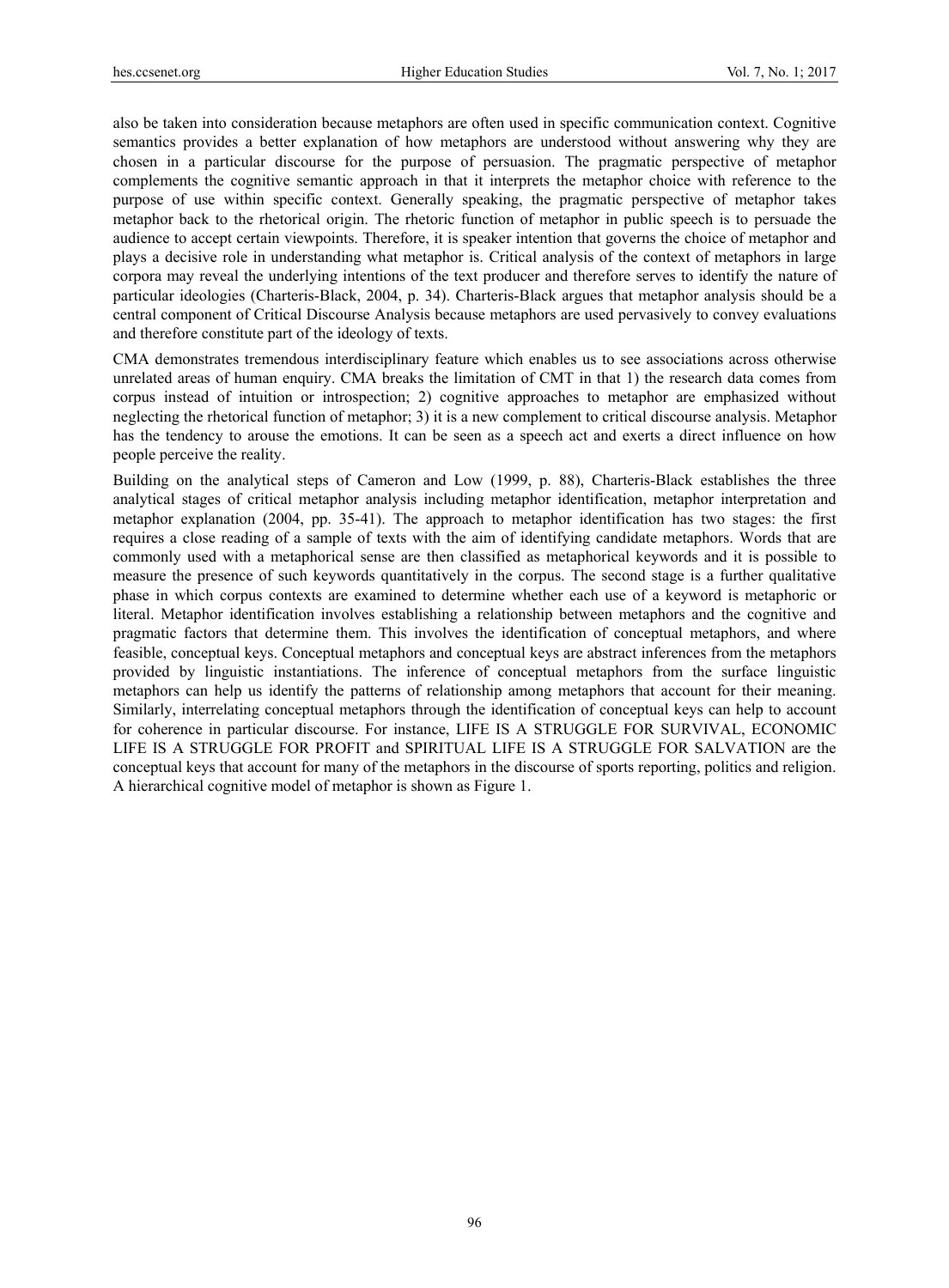also be taken into consideration because metaphors are often used in specific communication context. Cognitive semantics provides a better explanation of how metaphors are understood without answering why they are chosen in a particular discourse for the purpose of persuasion. The pragmatic perspective of metaphor complements the cognitive semantic approach in that it interprets the metaphor choice with reference to the purpose of use within specific context. Generally speaking, the pragmatic perspective of metaphor takes metaphor back to the rhetorical origin. The rhetoric function of metaphor in public speech is to persuade the audience to accept certain viewpoints. Therefore, it is speaker intention that governs the choice of metaphor and plays a decisive role in understanding what metaphor is. Critical analysis of the context of metaphors in large corpora may reveal the underlying intentions of the text producer and therefore serves to identify the nature of particular ideologies (Charteris-Black, 2004, p. 34). Charteris-Black argues that metaphor analysis should be a central component of Critical Discourse Analysis because metaphors are used pervasively to convey evaluations and therefore constitute part of the ideology of texts.

CMA demonstrates tremendous interdisciplinary feature which enables us to see associations across otherwise unrelated areas of human enquiry. CMA breaks the limitation of CMT in that 1) the research data comes from corpus instead of intuition or introspection; 2) cognitive approaches to metaphor are emphasized without neglecting the rhetorical function of metaphor; 3) it is a new complement to critical discourse analysis. Metaphor has the tendency to arouse the emotions. It can be seen as a speech act and exerts a direct influence on how people perceive the reality.

Building on the analytical steps of Cameron and Low (1999, p. 88), Charteris-Black establishes the three analytical stages of critical metaphor analysis including metaphor identification, metaphor interpretation and metaphor explanation (2004, pp. 35-41). The approach to metaphor identification has two stages: the first requires a close reading of a sample of texts with the aim of identifying candidate metaphors. Words that are commonly used with a metaphorical sense are then classified as metaphorical keywords and it is possible to measure the presence of such keywords quantitatively in the corpus. The second stage is a further qualitative phase in which corpus contexts are examined to determine whether each use of a keyword is metaphoric or literal. Metaphor identification involves establishing a relationship between metaphors and the cognitive and pragmatic factors that determine them. This involves the identification of conceptual metaphors, and where feasible, conceptual keys. Conceptual metaphors and conceptual keys are abstract inferences from the metaphors provided by linguistic instantiations. The inference of conceptual metaphors from the surface linguistic metaphors can help us identify the patterns of relationship among metaphors that account for their meaning. Similarly, interrelating conceptual metaphors through the identification of conceptual keys can help to account for coherence in particular discourse. For instance, LIFE IS A STRUGGLE FOR SURVIVAL, ECONOMIC LIFE IS A STRUGGLE FOR PROFIT and SPIRITUAL LIFE IS A STRUGGLE FOR SALVATION are the conceptual keys that account for many of the metaphors in the discourse of sports reporting, politics and religion. A hierarchical cognitive model of metaphor is shown as Figure 1.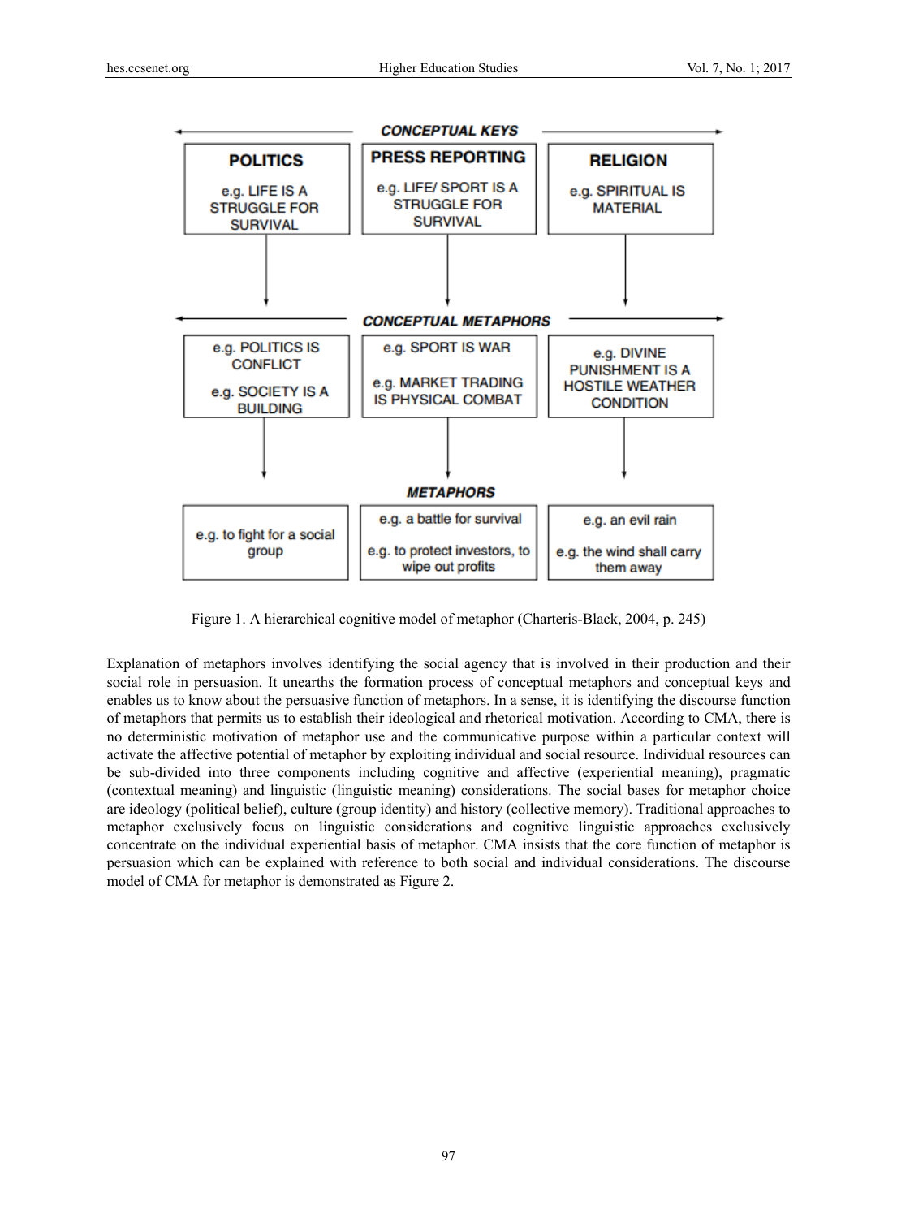| CONCEPTUAL KEYS | | |
|---|---|---|
| **POLITICS** e.g. LIFE IS A STRUGGLE FOR SURVIVAL | **PRESS REPORTING** e.g. LIFE/ SPORT IS A STRUGGLE FOR SURVIVAL | **RELIGION** e.g. SPIRITUAL IS MATERIAL |
| **CONCEPTUAL METAPHORS** | | |
| e.g. POLITICS IS CONFLICT; e.g. SOCIETY IS A BUILDING | e.g. SPORT IS WAR; e.g. MARKET TRADING IS PHYSICAL COMBAT | e.g. DIVINE PUNISHMENT IS A HOSTILE WEATHER CONDITION |
| **METAPHORS** | | |
| e.g. to fight for a social group | e.g. a battle for survival; e.g. to protect investors, to wipe out profits | e.g. an evil rain; e.g. the wind shall carry them away |

Figure 1. A hierarchical cognitive model of metaphor (Charteris-Black, 2004, p. 245)

Explanation of metaphors involves identifying the social agency that is involved in their production and their social role in persuasion. It unearths the formation process of conceptual metaphors and conceptual keys and enables us to know about the persuasive function of metaphors. In a sense, it is identifying the discourse function of metaphors that permits us to establish their ideological and rhetorical motivation. According to CMA, there is no deterministic motivation of metaphor use and the communicative purpose within a particular context will activate the affective potential of metaphor by exploiting individual and social resource. Individual resources can be sub-divided into three components including cognitive and affective (experiential meaning), pragmatic (contextual meaning) and linguistic (linguistic meaning) considerations. The social bases for metaphor choice are ideology (political belief), culture (group identity) and history (collective memory). Traditional approaches to metaphor exclusively focus on linguistic considerations and cognitive linguistic approaches exclusively concentrate on the individual experiential basis of metaphor. CMA insists that the core function of metaphor is persuasion which can be explained with reference to both social and individual considerations. The discourse model of CMA for metaphor is demonstrated as Figure 2.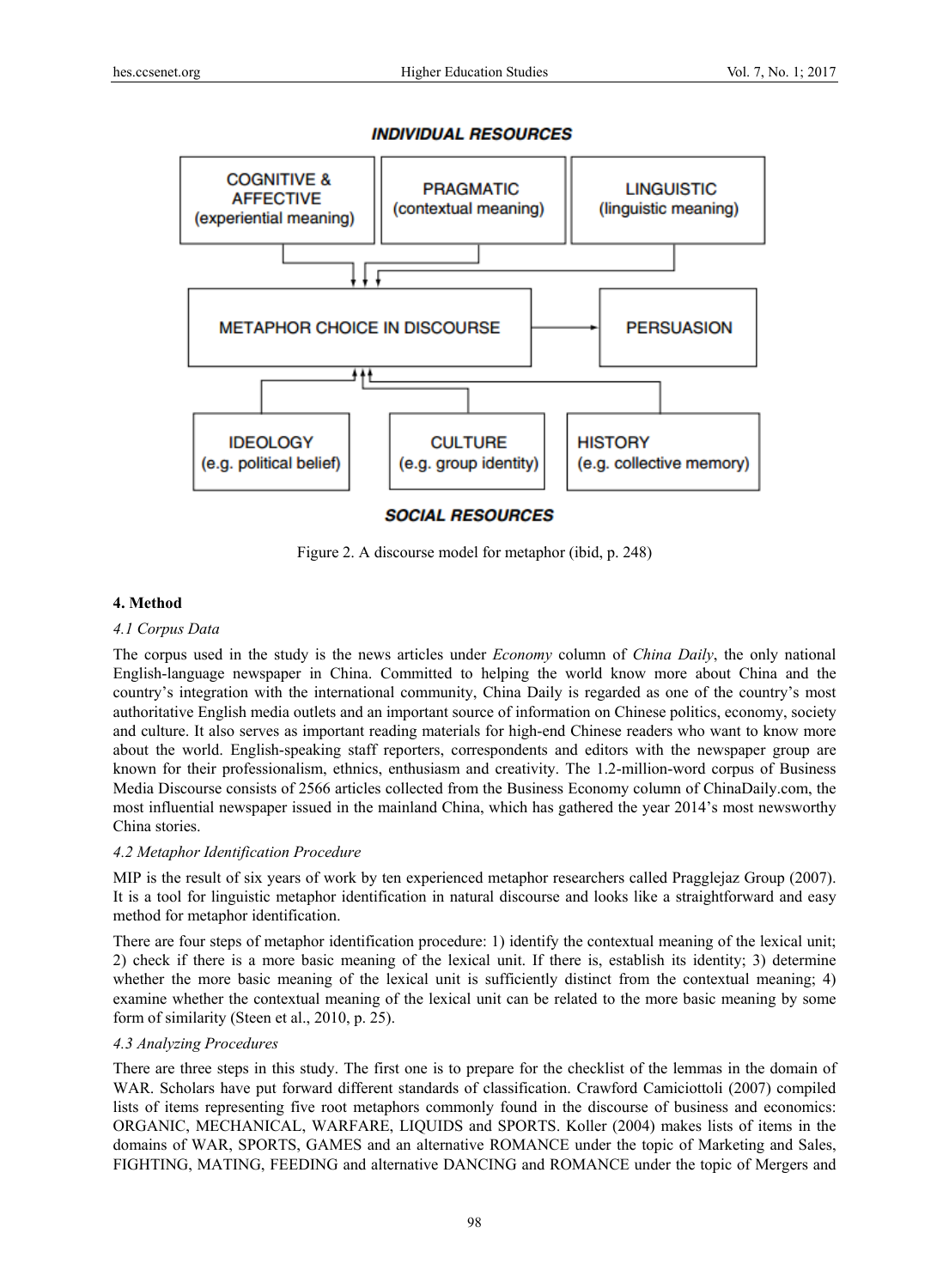INDIVIDUAL RESOURCES

COGNITIVE & AFFECTIVE (experiential meaning) | PRAGMATIC (contextual meaning) | LINGUISTIC (linguistic meaning)

METAPHOR CHOICE IN DISCOURSE → PERSUASION

IDEOLOGY (e.g. political belief) | CULTURE (e.g. group identity) | HISTORY (e.g. collective memory)

SOCIAL RESOURCES

Figure 2. A discourse model for metaphor (ibid, p. 248)

## 4. Method

### 4.1 Corpus Data

The corpus used in the study is the news articles under *Economy* column of *China Daily*, the only national English-language newspaper in China. Committed to helping the world know more about China and the country's integration with the international community, China Daily is regarded as one of the country's most authoritative English media outlets and an important source of information on Chinese politics, economy, society and culture. It also serves as important reading materials for high-end Chinese readers who want to know more about the world. English-speaking staff reporters, correspondents and editors with the newspaper group are known for their professionalism, ethnics, enthusiasm and creativity. The 1.2-million-word corpus of Business Media Discourse consists of 2566 articles collected from the Business Economy column of ChinaDaily.com, the most influential newspaper issued in the mainland China, which has gathered the year 2014's most newsworthy China stories.

### 4.2 Metaphor Identification Procedure

MIP is the result of six years of work by ten experienced metaphor researchers called Pragglejaz Group (2007). It is a tool for linguistic metaphor identification in natural discourse and looks like a straightforward and easy method for metaphor identification.

There are four steps of metaphor identification procedure: 1) identify the contextual meaning of the lexical unit; 2) check if there is a more basic meaning of the lexical unit. If there is, establish its identity; 3) determine whether the more basic meaning of the lexical unit is sufficiently distinct from the contextual meaning; 4) examine whether the contextual meaning of the lexical unit can be related to the more basic meaning by some form of similarity (Steen et al., 2010, p. 25).

### 4.3 Analyzing Procedures

There are three steps in this study. The first one is to prepare for the checklist of the lemmas in the domain of WAR. Scholars have put forward different standards of classification. Crawford Camiciottoli (2007) compiled lists of items representing five root metaphors commonly found in the discourse of business and economics: ORGANIC, MECHANICAL, WARFARE, LIQUIDS and SPORTS. Koller (2004) makes lists of items in the domains of WAR, SPORTS, GAMES and an alternative ROMANCE under the topic of Marketing and Sales, FIGHTING, MATING, FEEDING and alternative DANCING and ROMANCE under the topic of Mergers and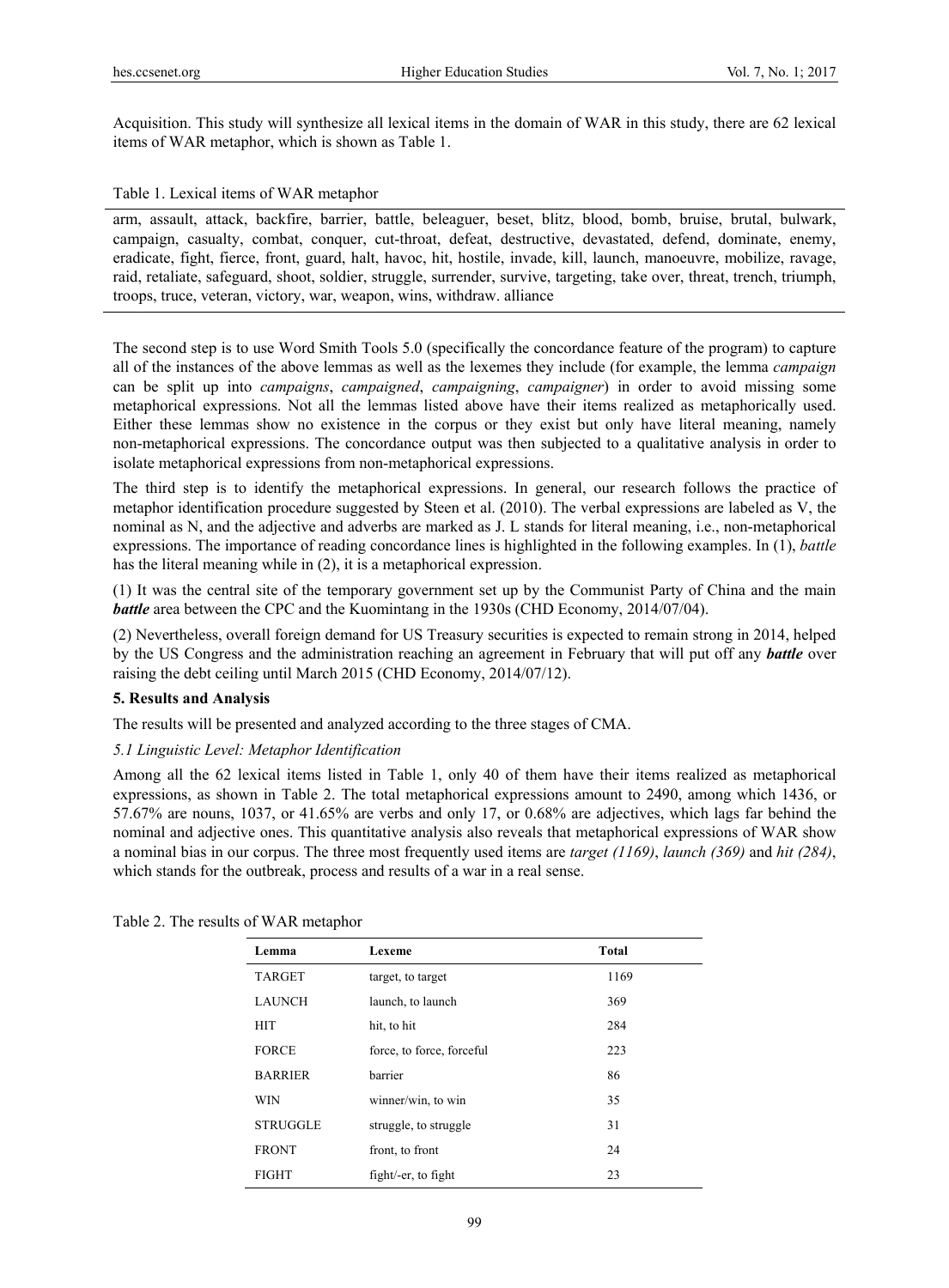Acquisition. This study will synthesize all lexical items in the domain of WAR in this study, there are 62 lexical items of WAR metaphor, which is shown as Table 1.

Table 1. Lexical items of WAR metaphor

| arm, assault, attack, backfire, barrier, battle, beleaguer, beset, blitz, blood, bomb, bruise, brutal, bulwark, campaign, casualty, combat, conquer, cut-throat, defeat, destructive, devastated, defend, dominate, enemy, eradicate, fight, fierce, front, guard, halt, havoc, hit, hostile, invade, kill, launch, manoeuvre, mobilize, ravage, raid, retaliate, safeguard, shoot, soldier, struggle, surrender, survive, targeting, take over, threat, trench, triumph, troops, truce, veteran, victory, war, weapon, wins, withdraw. alliance |
|---|

The second step is to use Word Smith Tools 5.0 (specifically the concordance feature of the program) to capture all of the instances of the above lemmas as well as the lexemes they include (for example, the lemma *campaign* can be split up into *campaigns*, *campaigned*, *campaigning*, *campaigner*) in order to avoid missing some metaphorical expressions. Not all the lemmas listed above have their items realized as metaphorically used. Either these lemmas show no existence in the corpus or they exist but only have literal meaning, namely non-metaphorical expressions. The concordance output was then subjected to a qualitative analysis in order to isolate metaphorical expressions from non-metaphorical expressions.

The third step is to identify the metaphorical expressions. In general, our research follows the practice of metaphor identification procedure suggested by Steen et al. (2010). The verbal expressions are labeled as V, the nominal as N, and the adjective and adverbs are marked as J. L stands for literal meaning, i.e., non-metaphorical expressions. The importance of reading concordance lines is highlighted in the following examples. In (1), *battle* has the literal meaning while in (2), it is a metaphorical expression.

(1) It was the central site of the temporary government set up by the Communist Party of China and the main ***battle*** area between the CPC and the Kuomintang in the 1930s (CHD Economy, 2014/07/04).

(2) Nevertheless, overall foreign demand for US Treasury securities is expected to remain strong in 2014, helped by the US Congress and the administration reaching an agreement in February that will put off any ***battle*** over raising the debt ceiling until March 2015 (CHD Economy, 2014/07/12).

## 5. Results and Analysis

The results will be presented and analyzed according to the three stages of CMA.

### *5.1 Linguistic Level: Metaphor Identification*

Among all the 62 lexical items listed in Table 1, only 40 of them have their items realized as metaphorical expressions, as shown in Table 2. The total metaphorical expressions amount to 2490, among which 1436, or 57.67% are nouns, 1037, or 41.65% are verbs and only 17, or 0.68% are adjectives, which lags far behind the nominal and adjective ones. This quantitative analysis also reveals that metaphorical expressions of WAR show a nominal bias in our corpus. The three most frequently used items are *target (1169)*, *launch (369)* and *hit (284)*, which stands for the outbreak, process and results of a war in a real sense.

Table 2. The results of WAR metaphor

| Lemma | Lexeme | Total |
|---|---|---|
| TARGET | target, to target | 1169 |
| LAUNCH | launch, to launch | 369 |
| HIT | hit, to hit | 284 |
| FORCE | force, to force, forceful | 223 |
| BARRIER | barrier | 86 |
| WIN | winner/win, to win | 35 |
| STRUGGLE | struggle, to struggle | 31 |
| FRONT | front, to front | 24 |
| FIGHT | fight/-er, to fight | 23 |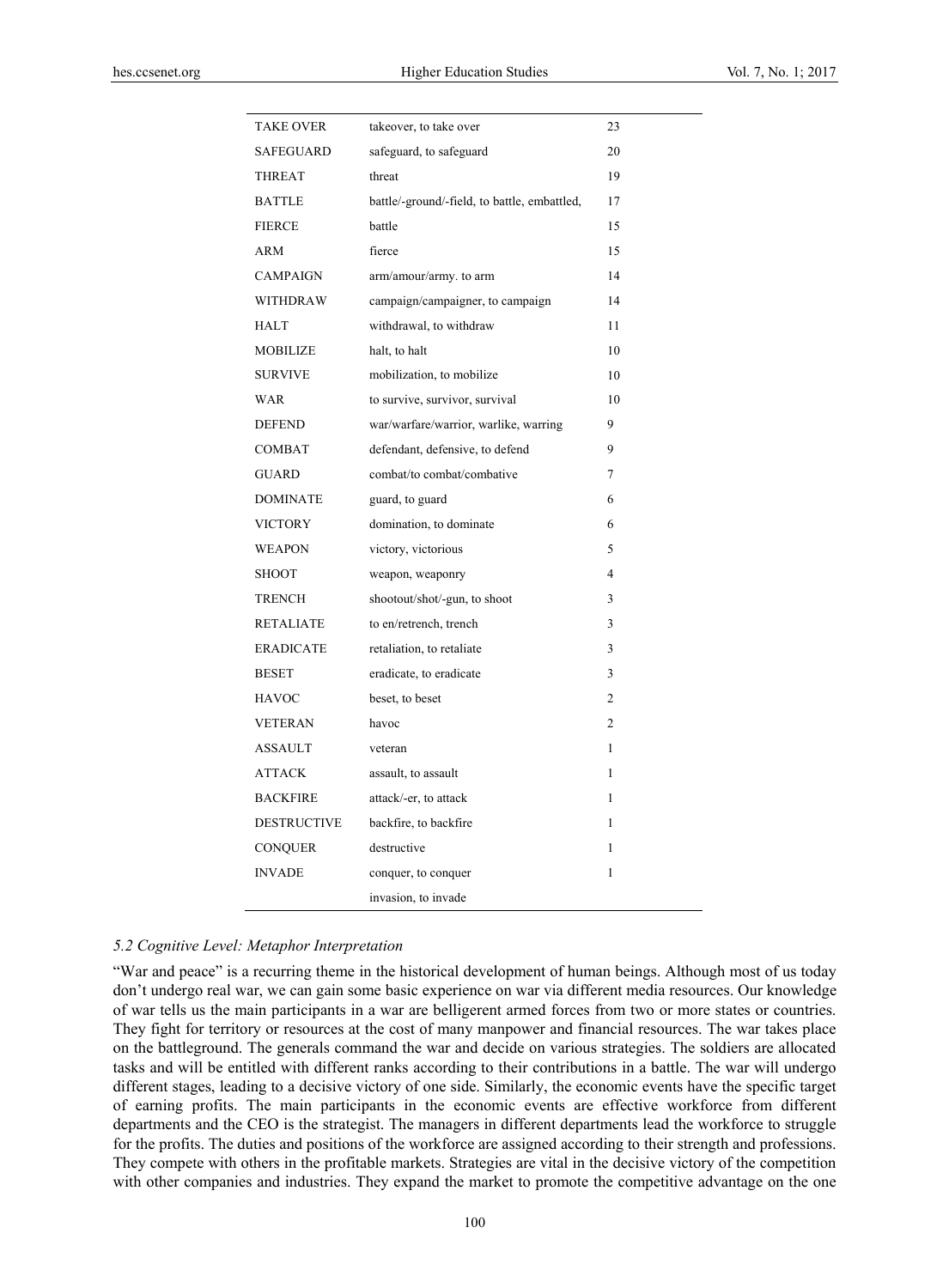| TAKE OVER | takeover, to take over | 23 |
|---|---|---|
| SAFEGUARD | safeguard, to safeguard | 20 |
| THREAT | threat | 19 |
| BATTLE | battle/-ground/-field, to battle, embattled, | 17 |
| FIERCE | battle | 15 |
| ARM | fierce | 15 |
| CAMPAIGN | arm/amour/army. to arm | 14 |
| WITHDRAW | campaign/campaigner, to campaign | 14 |
| HALT | withdrawal, to withdraw | 11 |
| MOBILIZE | halt, to halt | 10 |
| SURVIVE | mobilization, to mobilize | 10 |
| WAR | to survive, survivor, survival | 10 |
| DEFEND | war/warfare/warrior, warlike, warring | 9 |
| COMBAT | defendant, defensive, to defend | 9 |
| GUARD | combat/to combat/combative | 7 |
| DOMINATE | guard, to guard | 6 |
| VICTORY | domination, to dominate | 6 |
| WEAPON | victory, victorious | 5 |
| SHOOT | weapon, weaponry | 4 |
| TRENCH | shootout/shot/-gun, to shoot | 3 |
| RETALIATE | to en/retrench, trench | 3 |
| ERADICATE | retaliation, to retaliate | 3 |
| BESET | eradicate, to eradicate | 3 |
| HAVOC | beset, to beset | 2 |
| VETERAN | havoc | 2 |
| ASSAULT | veteran | 1 |
| ATTACK | assault, to assault | 1 |
| BACKFIRE | attack/-er, to attack | 1 |
| DESTRUCTIVE | backfire, to backfire | 1 |
| CONQUER | destructive | 1 |
| INVADE | conquer, to conquer | 1 |
| | invasion, to invade | |

### *5.2 Cognitive Level: Metaphor Interpretation*

"War and peace" is a recurring theme in the historical development of human beings. Although most of us today don't undergo real war, we can gain some basic experience on war via different media resources. Our knowledge of war tells us the main participants in a war are belligerent armed forces from two or more states or countries. They fight for territory or resources at the cost of many manpower and financial resources. The war takes place on the battleground. The generals command the war and decide on various strategies. The soldiers are allocated tasks and will be entitled with different ranks according to their contributions in a battle. The war will undergo different stages, leading to a decisive victory of one side. Similarly, the economic events have the specific target of earning profits. The main participants in the economic events are effective workforce from different departments and the CEO is the strategist. The managers in different departments lead the workforce to struggle for the profits. The duties and positions of the workforce are assigned according to their strength and professions. They compete with others in the profitable markets. Strategies are vital in the decisive victory of the competition with other companies and industries. They expand the market to promote the competitive advantage on the one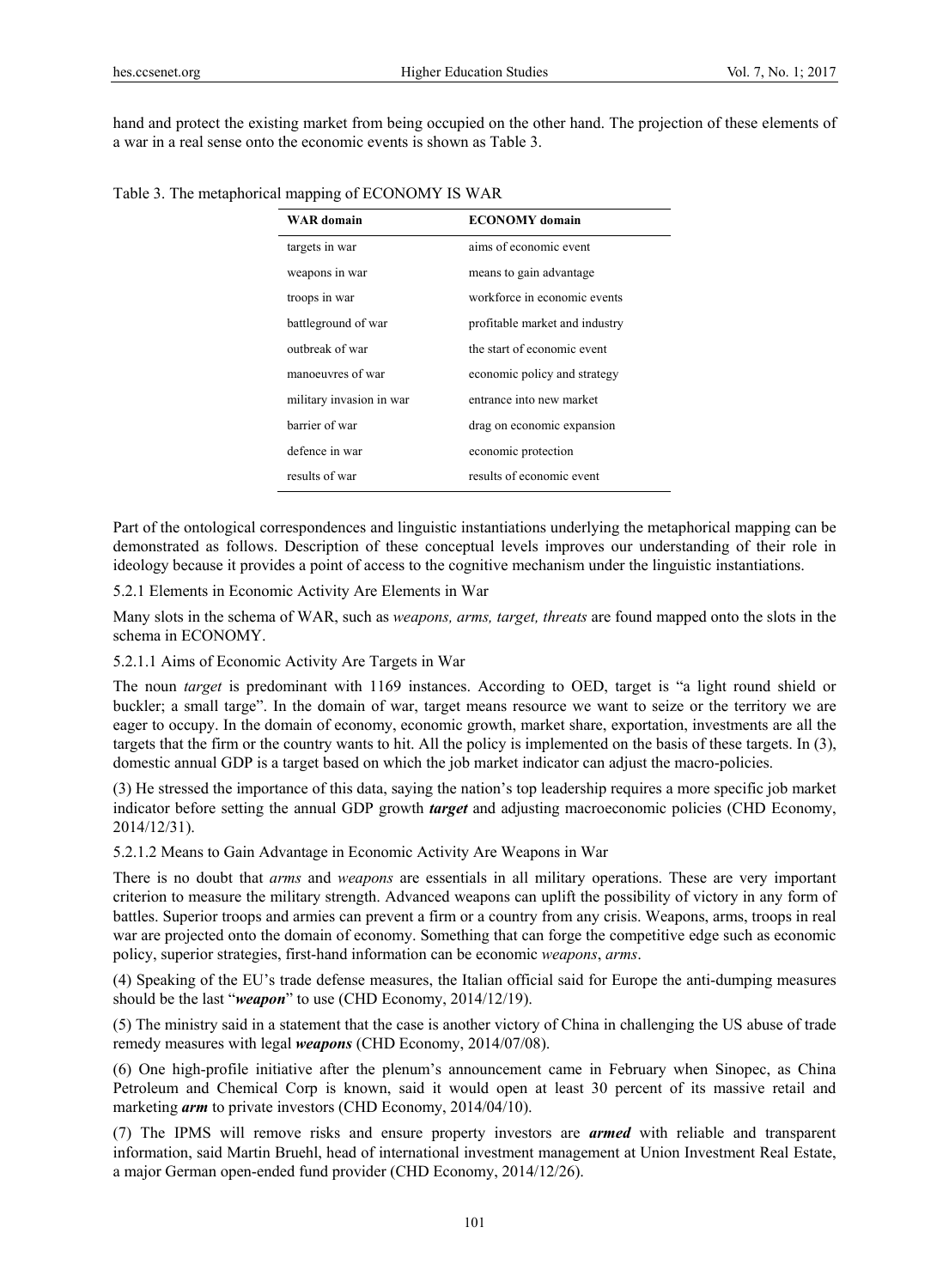hand and protect the existing market from being occupied on the other hand. The projection of these elements of a war in a real sense onto the economic events is shown as Table 3.

Table 3. The metaphorical mapping of ECONOMY IS WAR

| WAR domain | ECONOMY domain |
|---|---|
| targets in war | aims of economic event |
| weapons in war | means to gain advantage |
| troops in war | workforce in economic events |
| battleground of war | profitable market and industry |
| outbreak of war | the start of economic event |
| manoeuvres of war | economic policy and strategy |
| military invasion in war | entrance into new market |
| barrier of war | drag on economic expansion |
| defence in war | economic protection |
| results of war | results of economic event |

Part of the ontological correspondences and linguistic instantiations underlying the metaphorical mapping can be demonstrated as follows. Description of these conceptual levels improves our understanding of their role in ideology because it provides a point of access to the cognitive mechanism under the linguistic instantiations.

#### 5.2.1 Elements in Economic Activity Are Elements in War

Many slots in the schema of WAR, such as *weapons, arms, target, threats* are found mapped onto the slots in the schema in ECONOMY.

##### 5.2.1.1 Aims of Economic Activity Are Targets in War

The noun *target* is predominant with 1169 instances. According to OED, target is "a light round shield or buckler; a small targe". In the domain of war, target means resource we want to seize or the territory we are eager to occupy. In the domain of economy, economic growth, market share, exportation, investments are all the targets that the firm or the country wants to hit. All the policy is implemented on the basis of these targets. In (3), domestic annual GDP is a target based on which the job market indicator can adjust the macro-policies.

(3) He stressed the importance of this data, saying the nation's top leadership requires a more specific job market indicator before setting the annual GDP growth ***target*** and adjusting macroeconomic policies (CHD Economy, 2014/12/31).

##### 5.2.1.2 Means to Gain Advantage in Economic Activity Are Weapons in War

There is no doubt that *arms* and *weapons* are essentials in all military operations. These are very important criterion to measure the military strength. Advanced weapons can uplift the possibility of victory in any form of battles. Superior troops and armies can prevent a firm or a country from any crisis. Weapons, arms, troops in real war are projected onto the domain of economy. Something that can forge the competitive edge such as economic policy, superior strategies, first-hand information can be economic *weapons*, *arms*.

(4) Speaking of the EU's trade defense measures, the Italian official said for Europe the anti-dumping measures should be the last "***weapon***" to use (CHD Economy, 2014/12/19).

(5) The ministry said in a statement that the case is another victory of China in challenging the US abuse of trade remedy measures with legal ***weapons*** (CHD Economy, 2014/07/08).

(6) One high-profile initiative after the plenum's announcement came in February when Sinopec, as China Petroleum and Chemical Corp is known, said it would open at least 30 percent of its massive retail and marketing ***arm*** to private investors (CHD Economy, 2014/04/10).

(7) The IPMS will remove risks and ensure property investors are ***armed*** with reliable and transparent information, said Martin Bruehl, head of international investment management at Union Investment Real Estate, a major German open-ended fund provider (CHD Economy, 2014/12/26).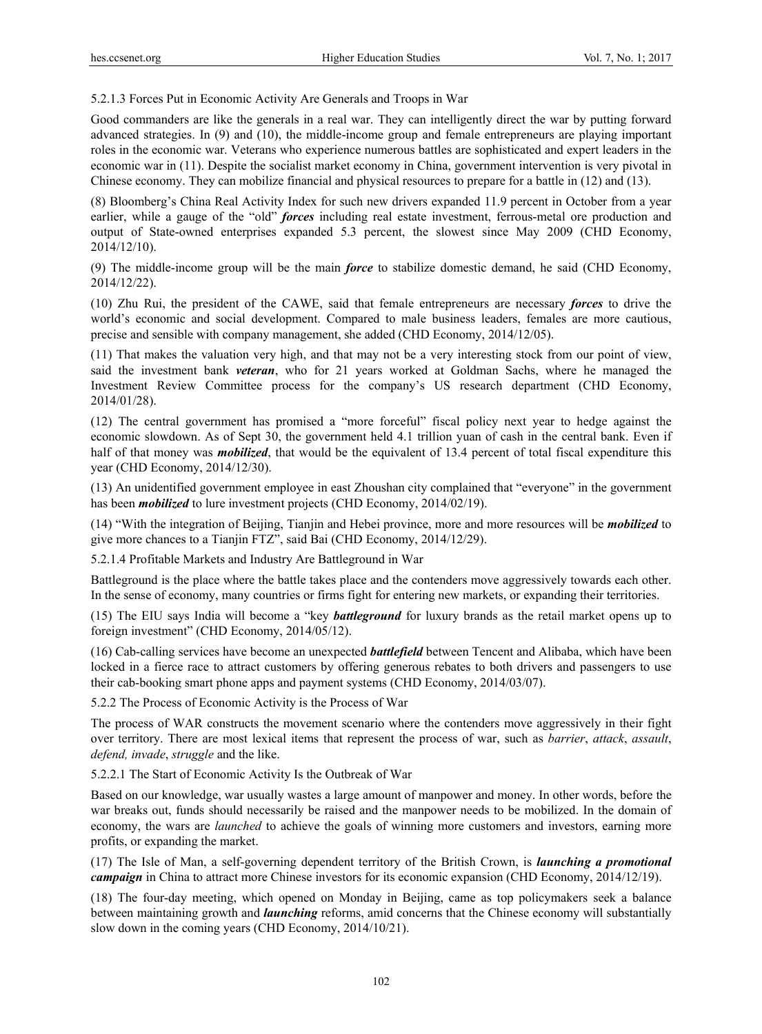#### 5.2.1.3 Forces Put in Economic Activity Are Generals and Troops in War

Good commanders are like the generals in a real war. They can intelligently direct the war by putting forward advanced strategies. In (9) and (10), the middle-income group and female entrepreneurs are playing important roles in the economic war. Veterans who experience numerous battles are sophisticated and expert leaders in the economic war in (11). Despite the socialist market economy in China, government intervention is very pivotal in Chinese economy. They can mobilize financial and physical resources to prepare for a battle in (12) and (13).

(8) Bloomberg's China Real Activity Index for such new drivers expanded 11.9 percent in October from a year earlier, while a gauge of the "old" ***forces*** including real estate investment, ferrous-metal ore production and output of State-owned enterprises expanded 5.3 percent, the slowest since May 2009 (CHD Economy, 2014/12/10).

(9) The middle-income group will be the main ***force*** to stabilize domestic demand, he said (CHD Economy, 2014/12/22).

(10) Zhu Rui, the president of the CAWE, said that female entrepreneurs are necessary ***forces*** to drive the world's economic and social development. Compared to male business leaders, females are more cautious, precise and sensible with company management, she added (CHD Economy, 2014/12/05).

(11) That makes the valuation very high, and that may not be a very interesting stock from our point of view, said the investment bank ***veteran***, who for 21 years worked at Goldman Sachs, where he managed the Investment Review Committee process for the company's US research department (CHD Economy, 2014/01/28).

(12) The central government has promised a "more forceful" fiscal policy next year to hedge against the economic slowdown. As of Sept 30, the government held 4.1 trillion yuan of cash in the central bank. Even if half of that money was ***mobilized***, that would be the equivalent of 13.4 percent of total fiscal expenditure this year (CHD Economy, 2014/12/30).

(13) An unidentified government employee in east Zhoushan city complained that "everyone" in the government has been ***mobilized*** to lure investment projects (CHD Economy, 2014/02/19).

(14) "With the integration of Beijing, Tianjin and Hebei province, more and more resources will be ***mobilized*** to give more chances to a Tianjin FTZ", said Bai (CHD Economy, 2014/12/29).

#### 5.2.1.4 Profitable Markets and Industry Are Battleground in War

Battleground is the place where the battle takes place and the contenders move aggressively towards each other. In the sense of economy, many countries or firms fight for entering new markets, or expanding their territories.

(15) The EIU says India will become a "key ***battleground*** for luxury brands as the retail market opens up to foreign investment" (CHD Economy, 2014/05/12).

(16) Cab-calling services have become an unexpected ***battlefield*** between Tencent and Alibaba, which have been locked in a fierce race to attract customers by offering generous rebates to both drivers and passengers to use their cab-booking smart phone apps and payment systems (CHD Economy, 2014/03/07).

### 5.2.2 The Process of Economic Activity is the Process of War

The process of WAR constructs the movement scenario where the contenders move aggressively in their fight over territory. There are most lexical items that represent the process of war, such as *barrier*, *attack*, *assault*, *defend, invade*, *struggle* and the like.

#### 5.2.2.1 The Start of Economic Activity Is the Outbreak of War

Based on our knowledge, war usually wastes a large amount of manpower and money. In other words, before the war breaks out, funds should necessarily be raised and the manpower needs to be mobilized. In the domain of economy, the wars are *launched* to achieve the goals of winning more customers and investors, earning more profits, or expanding the market.

(17) The Isle of Man, a self-governing dependent territory of the British Crown, is ***launching a promotional campaign*** in China to attract more Chinese investors for its economic expansion (CHD Economy, 2014/12/19).

(18) The four-day meeting, which opened on Monday in Beijing, came as top policymakers seek a balance between maintaining growth and ***launching*** reforms, amid concerns that the Chinese economy will substantially slow down in the coming years (CHD Economy, 2014/10/21).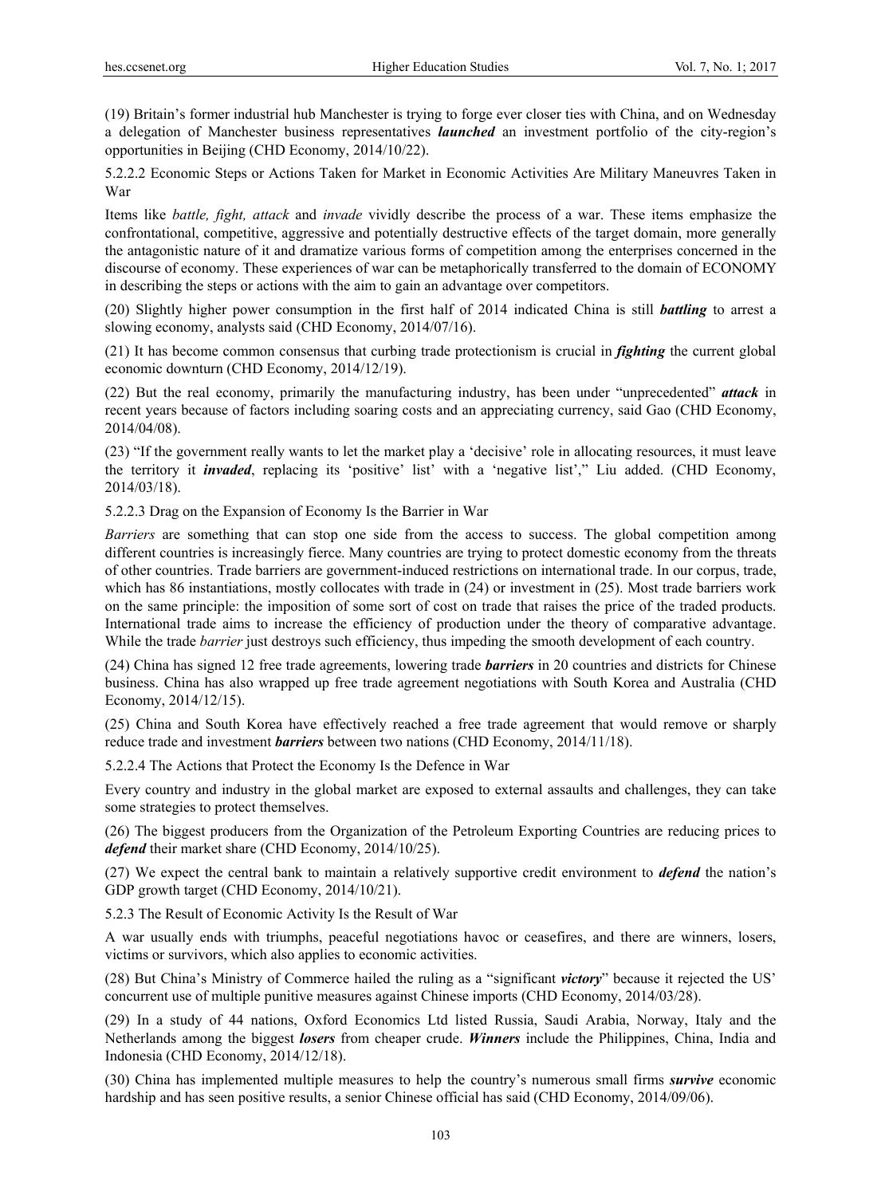(19) Britain's former industrial hub Manchester is trying to forge ever closer ties with China, and on Wednesday a delegation of Manchester business representatives ***launched*** an investment portfolio of the city-region's opportunities in Beijing (CHD Economy, 2014/10/22).

#### 5.2.2.2 Economic Steps or Actions Taken for Market in Economic Activities Are Military Maneuvres Taken in War

Items like *battle, fight, attack* and *invade* vividly describe the process of a war. These items emphasize the confrontational, competitive, aggressive and potentially destructive effects of the target domain, more generally the antagonistic nature of it and dramatize various forms of competition among the enterprises concerned in the discourse of economy. These experiences of war can be metaphorically transferred to the domain of ECONOMY in describing the steps or actions with the aim to gain an advantage over competitors.

(20) Slightly higher power consumption in the first half of 2014 indicated China is still ***battling*** to arrest a slowing economy, analysts said (CHD Economy, 2014/07/16).

(21) It has become common consensus that curbing trade protectionism is crucial in ***fighting*** the current global economic downturn (CHD Economy, 2014/12/19).

(22) But the real economy, primarily the manufacturing industry, has been under "unprecedented" ***attack*** in recent years because of factors including soaring costs and an appreciating currency, said Gao (CHD Economy, 2014/04/08).

(23) "If the government really wants to let the market play a 'decisive' role in allocating resources, it must leave the territory it ***invaded***, replacing its 'positive' list' with a 'negative list'," Liu added. (CHD Economy, 2014/03/18).

#### 5.2.2.3 Drag on the Expansion of Economy Is the Barrier in War

*Barriers* are something that can stop one side from the access to success. The global competition among different countries is increasingly fierce. Many countries are trying to protect domestic economy from the threats of other countries. Trade barriers are government-induced restrictions on international trade. In our corpus, trade, which has 86 instantiations, mostly collocates with trade in (24) or investment in (25). Most trade barriers work on the same principle: the imposition of some sort of cost on trade that raises the price of the traded products. International trade aims to increase the efficiency of production under the theory of comparative advantage. While the trade *barrier* just destroys such efficiency, thus impeding the smooth development of each country.

(24) China has signed 12 free trade agreements, lowering trade ***barriers*** in 20 countries and districts for Chinese business. China has also wrapped up free trade agreement negotiations with South Korea and Australia (CHD Economy, 2014/12/15).

(25) China and South Korea have effectively reached a free trade agreement that would remove or sharply reduce trade and investment ***barriers*** between two nations (CHD Economy, 2014/11/18).

#### 5.2.2.4 The Actions that Protect the Economy Is the Defence in War

Every country and industry in the global market are exposed to external assaults and challenges, they can take some strategies to protect themselves.

(26) The biggest producers from the Organization of the Petroleum Exporting Countries are reducing prices to ***defend*** their market share (CHD Economy, 2014/10/25).

(27) We expect the central bank to maintain a relatively supportive credit environment to ***defend*** the nation's GDP growth target (CHD Economy, 2014/10/21).

### 5.2.3 The Result of Economic Activity Is the Result of War

A war usually ends with triumphs, peaceful negotiations havoc or ceasefires, and there are winners, losers, victims or survivors, which also applies to economic activities.

(28) But China's Ministry of Commerce hailed the ruling as a "significant ***victory***" because it rejected the US' concurrent use of multiple punitive measures against Chinese imports (CHD Economy, 2014/03/28).

(29) In a study of 44 nations, Oxford Economics Ltd listed Russia, Saudi Arabia, Norway, Italy and the Netherlands among the biggest ***losers*** from cheaper crude. ***Winners*** include the Philippines, China, India and Indonesia (CHD Economy, 2014/12/18).

(30) China has implemented multiple measures to help the country's numerous small firms ***survive*** economic hardship and has seen positive results, a senior Chinese official has said (CHD Economy, 2014/09/06).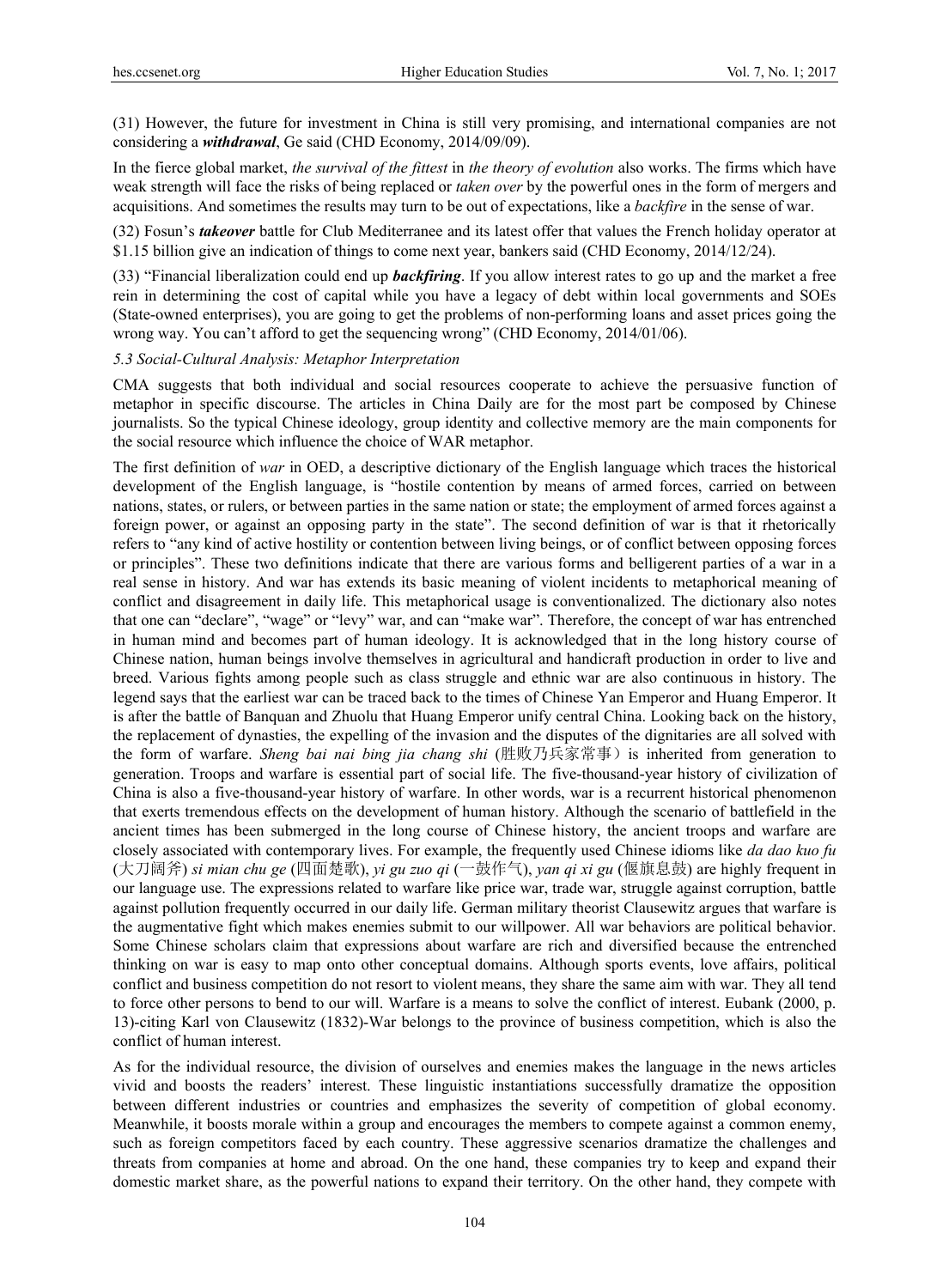(31) However, the future for investment in China is still very promising, and international companies are not considering a ***withdrawal***, Ge said (CHD Economy, 2014/09/09).

In the fierce global market, *the survival of the fittest* in *the theory of evolution* also works. The firms which have weak strength will face the risks of being replaced or *taken over* by the powerful ones in the form of mergers and acquisitions. And sometimes the results may turn to be out of expectations, like a *backfire* in the sense of war.

(32) Fosun's ***takeover*** battle for Club Mediterranee and its latest offer that values the French holiday operator at $1.15 billion give an indication of things to come next year, bankers said (CHD Economy, 2014/12/24).

(33) "Financial liberalization could end up ***backfiring***. If you allow interest rates to go up and the market a free rein in determining the cost of capital while you have a legacy of debt within local governments and SOEs (State-owned enterprises), you are going to get the problems of non-performing loans and asset prices going the wrong way. You can't afford to get the sequencing wrong" (CHD Economy, 2014/01/06).

### *5.3 Social-Cultural Analysis: Metaphor Interpretation*

CMA suggests that both individual and social resources cooperate to achieve the persuasive function of metaphor in specific discourse. The articles in China Daily are for the most part be composed by Chinese journalists. So the typical Chinese ideology, group identity and collective memory are the main components for the social resource which influence the choice of WAR metaphor.

The first definition of *war* in OED, a descriptive dictionary of the English language which traces the historical development of the English language, is "hostile contention by means of armed forces, carried on between nations, states, or rulers, or between parties in the same nation or state; the employment of armed forces against a foreign power, or against an opposing party in the state". The second definition of war is that it rhetorically refers to "any kind of active hostility or contention between living beings, or of conflict between opposing forces or principles". These two definitions indicate that there are various forms and belligerent parties of a war in a real sense in history. And war has extends its basic meaning of violent incidents to metaphorical meaning of conflict and disagreement in daily life. This metaphorical usage is conventionalized. The dictionary also notes that one can "declare", "wage" or "levy" war, and can "make war". Therefore, the concept of war has entrenched in human mind and becomes part of human ideology. It is acknowledged that in the long history course of Chinese nation, human beings involve themselves in agricultural and handicraft production in order to live and breed. Various fights among people such as class struggle and ethnic war are also continuous in history. The legend says that the earliest war can be traced back to the times of Chinese Yan Emperor and Huang Emperor. It is after the battle of Banquan and Zhuolu that Huang Emperor unify central China. Looking back on the history, the replacement of dynasties, the expelling of the invasion and the disputes of the dignitaries are all solved with the form of warfare. *Sheng bai nai bing jia chang shi* (胜败乃兵家常事）is inherited from generation to generation. Troops and warfare is essential part of social life. The five-thousand-year history of civilization of China is also a five-thousand-year history of warfare. In other words, war is a recurrent historical phenomenon that exerts tremendous effects on the development of human history. Although the scenario of battlefield in the ancient times has been submerged in the long course of Chinese history, the ancient troops and warfare are closely associated with contemporary lives. For example, the frequently used Chinese idioms like *da dao kuo fu* (大刀阔斧) *si mian chu ge* (四面楚歌), *yi gu zuo qi* (一鼓作气), *yan qi xi gu* (偃旗息鼓) are highly frequent in our language use. The expressions related to warfare like price war, trade war, struggle against corruption, battle against pollution frequently occurred in our daily life. German military theorist Clausewitz argues that warfare is the augmentative fight which makes enemies submit to our willpower. All war behaviors are political behavior. Some Chinese scholars claim that expressions about warfare are rich and diversified because the entrenched thinking on war is easy to map onto other conceptual domains. Although sports events, love affairs, political conflict and business competition do not resort to violent means, they share the same aim with war. They all tend to force other persons to bend to our will. Warfare is a means to solve the conflict of interest. Eubank (2000, p. 13)-citing Karl von Clausewitz (1832)-War belongs to the province of business competition, which is also the conflict of human interest.

As for the individual resource, the division of ourselves and enemies makes the language in the news articles vivid and boosts the readers' interest. These linguistic instantiations successfully dramatize the opposition between different industries or countries and emphasizes the severity of competition of global economy. Meanwhile, it boosts morale within a group and encourages the members to compete against a common enemy, such as foreign competitors faced by each country. These aggressive scenarios dramatize the challenges and threats from companies at home and abroad. On the one hand, these companies try to keep and expand their domestic market share, as the powerful nations to expand their territory. On the other hand, they compete with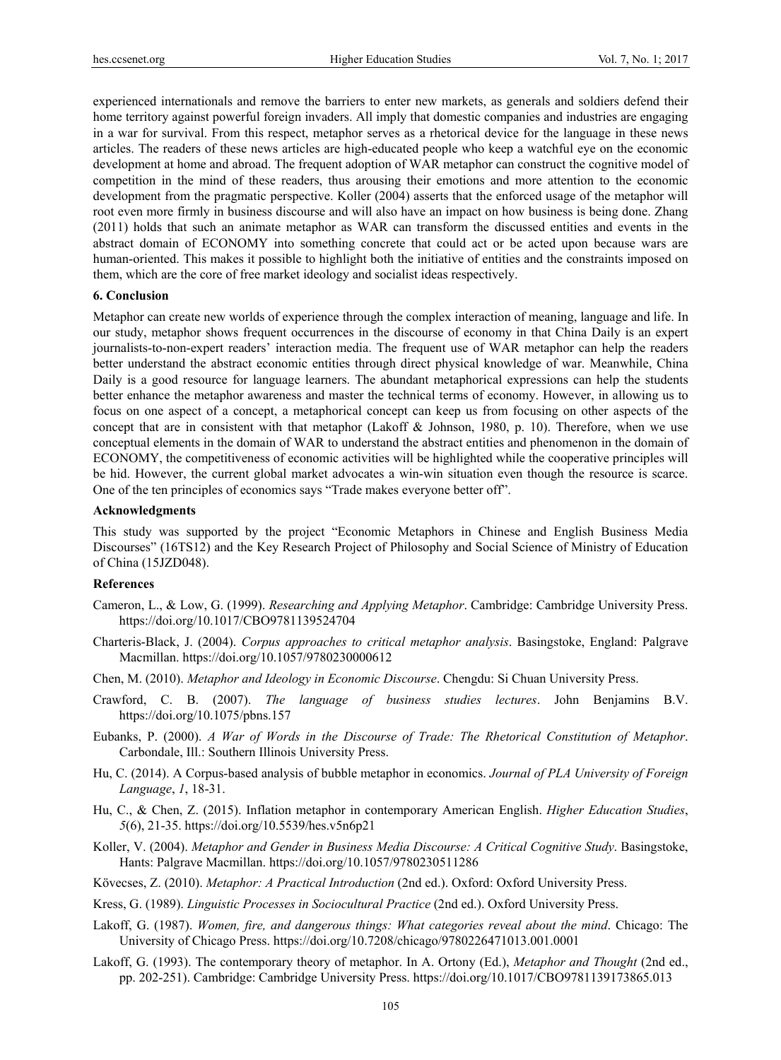experienced internationals and remove the barriers to enter new markets, as generals and soldiers defend their home territory against powerful foreign invaders. All imply that domestic companies and industries are engaging in a war for survival. From this respect, metaphor serves as a rhetorical device for the language in these news articles. The readers of these news articles are high-educated people who keep a watchful eye on the economic development at home and abroad. The frequent adoption of WAR metaphor can construct the cognitive model of competition in the mind of these readers, thus arousing their emotions and more attention to the economic development from the pragmatic perspective. Koller (2004) asserts that the enforced usage of the metaphor will root even more firmly in business discourse and will also have an impact on how business is being done. Zhang (2011) holds that such an animate metaphor as WAR can transform the discussed entities and events in the abstract domain of ECONOMY into something concrete that could act or be acted upon because wars are human-oriented. This makes it possible to highlight both the initiative of entities and the constraints imposed on them, which are the core of free market ideology and socialist ideas respectively.

## 6. Conclusion

Metaphor can create new worlds of experience through the complex interaction of meaning, language and life. In our study, metaphor shows frequent occurrences in the discourse of economy in that China Daily is an expert journalists-to-non-expert readers' interaction media. The frequent use of WAR metaphor can help the readers better understand the abstract economic entities through direct physical knowledge of war. Meanwhile, China Daily is a good resource for language learners. The abundant metaphorical expressions can help the students better enhance the metaphor awareness and master the technical terms of economy. However, in allowing us to focus on one aspect of a concept, a metaphorical concept can keep us from focusing on other aspects of the concept that are in consistent with that metaphor (Lakoff & Johnson, 1980, p. 10). Therefore, when we use conceptual elements in the domain of WAR to understand the abstract entities and phenomenon in the domain of ECONOMY, the competitiveness of economic activities will be highlighted while the cooperative principles will be hid. However, the current global market advocates a win-win situation even though the resource is scarce. One of the ten principles of economics says "Trade makes everyone better off".

## Acknowledgments

This study was supported by the project "Economic Metaphors in Chinese and English Business Media Discourses" (16TS12) and the Key Research Project of Philosophy and Social Science of Ministry of Education of China (15JZD048).

## References

Cameron, L., & Low, G. (1999). *Researching and Applying Metaphor*. Cambridge: Cambridge University Press. https://doi.org/10.1017/CBO9781139524704

Charteris-Black, J. (2004). *Corpus approaches to critical metaphor analysis*. Basingstoke, England: Palgrave Macmillan. https://doi.org/10.1057/9780230000612

Chen, M. (2010). *Metaphor and Ideology in Economic Discourse*. Chengdu: Si Chuan University Press.

Crawford, C. B. (2007). *The language of business studies lectures*. John Benjamins B.V. https://doi.org/10.1075/pbns.157

Eubanks, P. (2000). *A War of Words in the Discourse of Trade: The Rhetorical Constitution of Metaphor*. Carbondale, Ill.: Southern Illinois University Press.

Hu, C. (2014). A Corpus-based analysis of bubble metaphor in economics. *Journal of PLA University of Foreign Language*, *1*, 18-31.

Hu, C., & Chen, Z. (2015). Inflation metaphor in contemporary American English. *Higher Education Studies*, *5*(6), 21-35. https://doi.org/10.5539/hes.v5n6p21

Koller, V. (2004). *Metaphor and Gender in Business Media Discourse: A Critical Cognitive Study*. Basingstoke, Hants: Palgrave Macmillan. https://doi.org/10.1057/9780230511286

Kövecses, Z. (2010). *Metaphor: A Practical Introduction* (2nd ed.). Oxford: Oxford University Press.

Kress, G. (1989). *Linguistic Processes in Sociocultural Practice* (2nd ed.). Oxford University Press.

Lakoff, G. (1987). *Women, fire, and dangerous things: What categories reveal about the mind*. Chicago: The University of Chicago Press. https://doi.org/10.7208/chicago/9780226471013.001.0001

Lakoff, G. (1993). The contemporary theory of metaphor. In A. Ortony (Ed.), *Metaphor and Thought* (2nd ed., pp. 202-251). Cambridge: Cambridge University Press. https://doi.org/10.1017/CBO9781139173865.013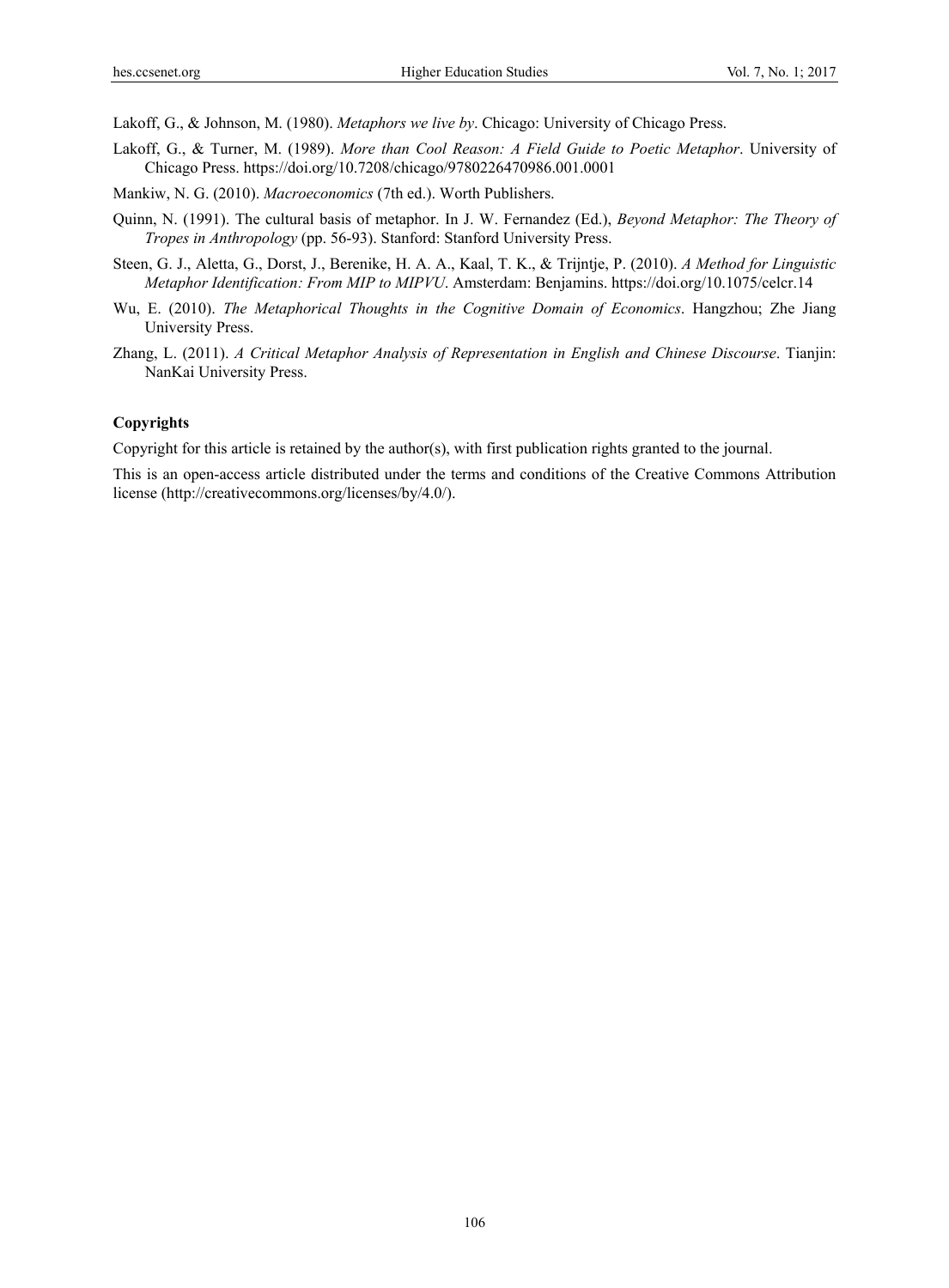Lakoff, G., & Johnson, M. (1980). *Metaphors we live by*. Chicago: University of Chicago Press.

Lakoff, G., & Turner, M. (1989). *More than Cool Reason: A Field Guide to Poetic Metaphor*. University of Chicago Press. https://doi.org/10.7208/chicago/9780226470986.001.0001

Mankiw, N. G. (2010). *Macroeconomics* (7th ed.). Worth Publishers.

Quinn, N. (1991). The cultural basis of metaphor. In J. W. Fernandez (Ed.), *Beyond Metaphor: The Theory of Tropes in Anthropology* (pp. 56-93). Stanford: Stanford University Press.

Steen, G. J., Aletta, G., Dorst, J., Berenike, H. A. A., Kaal, T. K., & Trijntje, P. (2010). *A Method for Linguistic Metaphor Identification: From MIP to MIPVU*. Amsterdam: Benjamins. https://doi.org/10.1075/celcr.14

Wu, E. (2010). *The Metaphorical Thoughts in the Cognitive Domain of Economics*. Hangzhou; Zhe Jiang University Press.

Zhang, L. (2011). *A Critical Metaphor Analysis of Representation in English and Chinese Discourse*. Tianjin: NanKai University Press.

**Copyrights**

Copyright for this article is retained by the author(s), with first publication rights granted to the journal.

This is an open-access article distributed under the terms and conditions of the Creative Commons Attribution license (http://creativecommons.org/licenses/by/4.0/).